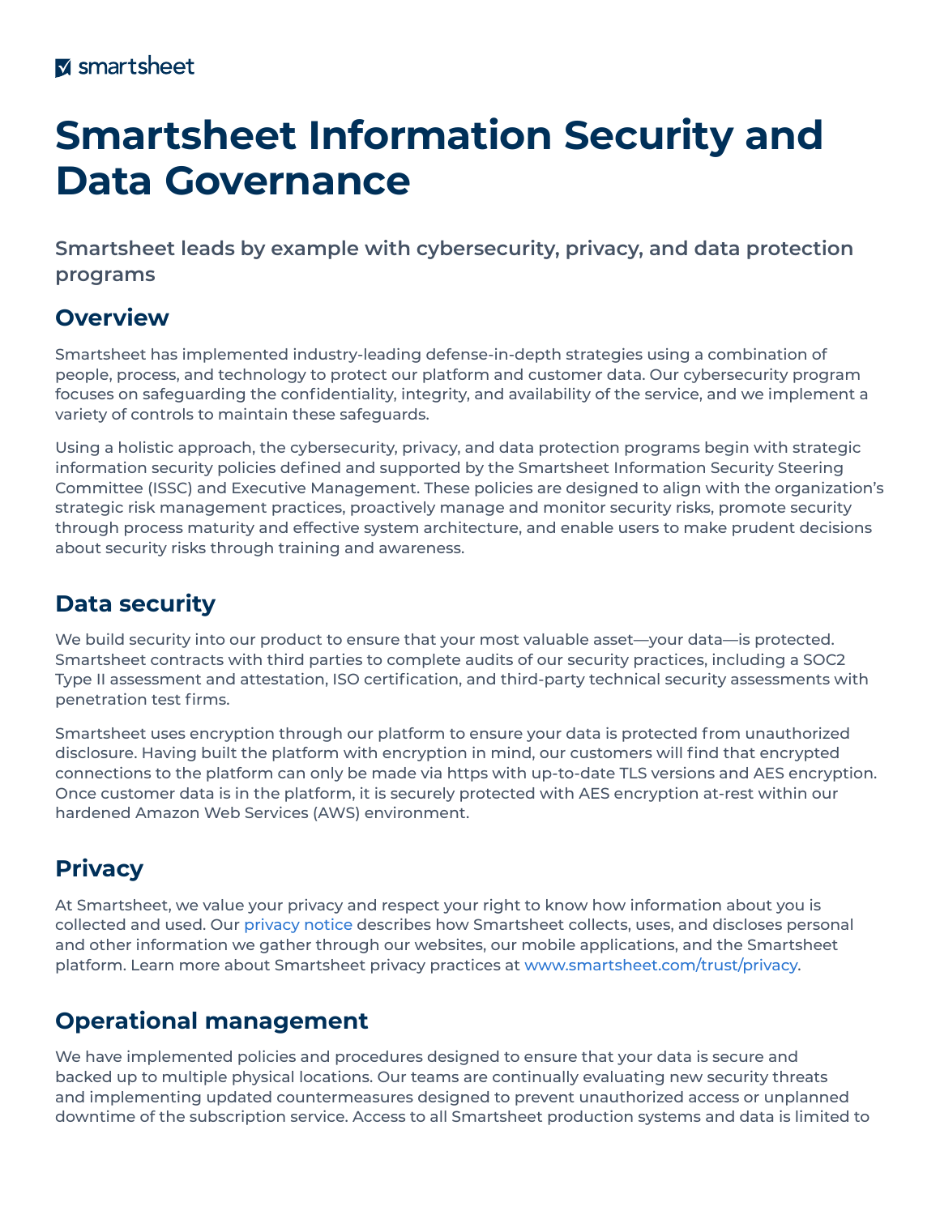smartsheet

# Smartsheet Information Security and Data Governance

### Smartsheet leads by example with cybersecurity, privacy, and data protection programs

## Overview

Smartsheet has implemented industry-leading defense-in-depth strategies using a combination of people, process, and technology to protect our platform and customer data. Our cybersecurity program focuses on safeguarding the confidentiality, integrity, and availability of the service, and we implement a variety of controls to maintain these safeguards.

Using a holistic approach, the cybersecurity, privacy, and data protection programs begin with strategic information security policies defined and supported by the Smartsheet Information Security Steering Committee (ISSC) and Executive Management. These policies are designed to align with the organization's strategic risk management practices, proactively manage and monitor security risks, promote security through process maturity and effective system architecture, and enable users to make prudent decisions about security risks through training and awareness.

## Data security

We build security into our product to ensure that your most valuable asset—your data—is protected. Smartsheet contracts with third parties to complete audits of our security practices, including a SOC2 Type II assessment and attestation, ISO certification, and third-party technical security assessments with penetration test firms.

Smartsheet uses encryption through our platform to ensure your data is protected from unauthorized disclosure. Having built the platform with encryption in mind, our customers will find that encrypted connections to the platform can only be made via https with up-to-date TLS versions and AES encryption. Once customer data is in the platform, it is securely protected with AES encryption at-rest within our hardened Amazon Web Services (AWS) environment.

## Privacy

At Smartsheet, we value your privacy and respect your right to know how information about you is collected and used. Our privacy notice describes how Smartsheet collects, uses, and discloses personal and other information we gather through our websites, our mobile applications, and the Smartsheet platform. Learn more about Smartsheet privacy practices at www.smartsheet.com/trust/privacy.

## Operational management

We have implemented policies and procedures designed to ensure that your data is secure and backed up to multiple physical locations. Our teams are continually evaluating new security threats and implementing updated countermeasures designed to prevent unauthorized access or unplanned downtime of the subscription service. Access to all Smartsheet production systems and data is limited to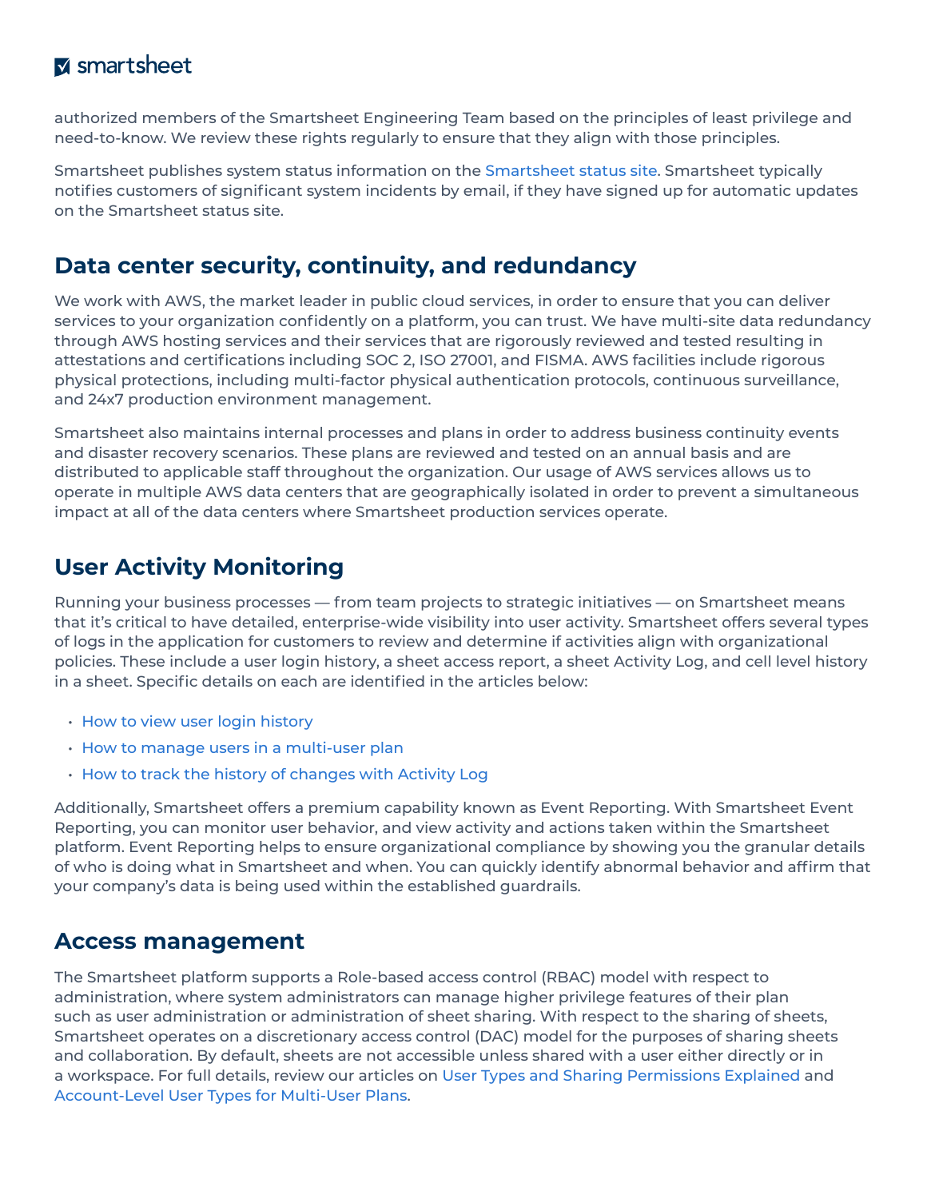authorized members of the Smartsheet Engineering Team based on the principles of least privilege and need-to-know. We review these rights regularly to ensure that they align with those principles.

Smartsheet publishes system status information on the Smartsheet status site. Smartsheet typically notifies customers of significant system incidents by email, if they have signed up for automatic updates on the Smartsheet status site.

## Data center security, continuity, and redundancy

We work with AWS, the market leader in public cloud services, in order to ensure that you can deliver services to your organization confidently on a platform, you can trust. We have multi-site data redundancy through AWS hosting services and their services that are rigorously reviewed and tested resulting in attestations and certifications including SOC 2, ISO 27001, and FISMA. AWS facilities include rigorous physical protections, including multi-factor physical authentication protocols, continuous surveillance, and 24x7 production environment management.

Smartsheet also maintains internal processes and plans in order to address business continuity events and disaster recovery scenarios. These plans are reviewed and tested on an annual basis and are distributed to applicable staff throughout the organization. Our usage of AWS services allows us to operate in multiple AWS data centers that are geographically isolated in order to prevent a simultaneous impact at all of the data centers where Smartsheet production services operate.

## User Activity Monitoring

Running your business processes — from team projects to strategic initiatives — on Smartsheet means that it's critical to have detailed, enterprise-wide visibility into user activity. Smartsheet offers several types of logs in the application for customers to review and determine if activities align with organizational policies. These include a user login history, a sheet access report, a sheet Activity Log, and cell level history in a sheet. Specific details on each are identified in the articles below:

- How to view user login history
- How to manage users in a multi-user plan
- How to track the history of changes with Activity Log

Additionally, Smartsheet offers a premium capability known as Event Reporting. With Smartsheet Event Reporting, you can monitor user behavior, and view activity and actions taken within the Smartsheet platform. Event Reporting helps to ensure organizational compliance by showing you the granular details of who is doing what in Smartsheet and when. You can quickly identify abnormal behavior and affirm that your company's data is being used within the established guardrails.

## Access management

The Smartsheet platform supports a Role-based access control (RBAC) model with respect to administration, where system administrators can manage higher privilege features of their plan such as user administration or administration of sheet sharing. With respect to the sharing of sheets, Smartsheet operates on a discretionary access control (DAC) model for the purposes of sharing sheets and collaboration. By default, sheets are not accessible unless shared with a user either directly or in a workspace. For full details, review our articles on User Types and Sharing Permissions Explained and Account-Level User Types for Multi-User Plans.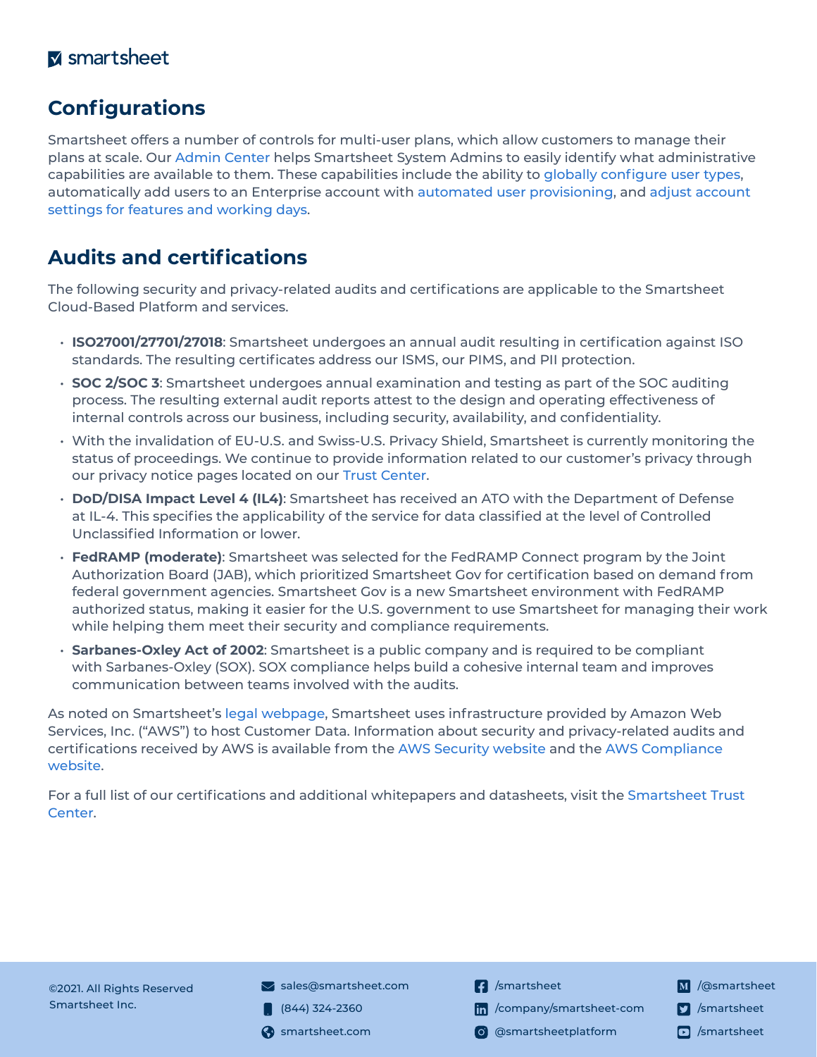## Configurations

Smartsheet offers a number of controls for multi-user plans, which allow customers to manage their plans at scale. Our Admin Center helps Smartsheet System Admins to easily identify what administrative capabilities are available to them. These capabilities include the ability to globally configure user types, automatically add users to an Enterprise account with automated user provisioning, and adjust account settings for features and working days.

## Audits and certifications

The following security and privacy-related audits and certifications are applicable to the Smartsheet Cloud-Based Platform and services.

- **ISO27001/27701/27018**: Smartsheet undergoes an annual audit resulting in certification against ISO standards. The resulting certificates address our ISMS, our PIMS, and PII protection.
- **SOC 2/SOC 3**: Smartsheet undergoes annual examination and testing as part of the SOC auditing process. The resulting external audit reports attest to the design and operating effectiveness of internal controls across our business, including security, availability, and confidentiality.
- With the invalidation of EU-U.S. and Swiss-U.S. Privacy Shield, Smartsheet is currently monitoring the status of proceedings. We continue to provide information related to our customer's privacy through our privacy notice pages located on our Trust Center.
- **DoD/DISA Impact Level 4 (IL4)**: Smartsheet has received an ATO with the Department of Defense at IL-4. This specifies the applicability of the service for data classified at the level of Controlled Unclassified Information or lower.
- **FedRAMP (moderate)**: Smartsheet was selected for the FedRAMP Connect program by the Joint Authorization Board (JAB), which prioritized Smartsheet Gov for certification based on demand from federal government agencies. Smartsheet Gov is a new Smartsheet environment with FedRAMP authorized status, making it easier for the U.S. government to use Smartsheet for managing their work while helping them meet their security and compliance requirements.
- **Sarbanes-Oxley Act of 2002**: Smartsheet is a public company and is required to be compliant with Sarbanes-Oxley (SOX). SOX compliance helps build a cohesive internal team and improves communication between teams involved with the audits.

As noted on Smartsheet's legal webpage, Smartsheet uses infrastructure provided by Amazon Web Services, Inc. ("AWS") to host Customer Data. Information about security and privacy-related audits and certifications received by AWS is available from the AWS Security website and the AWS Compliance website.

For a full list of our certifications and additional whitepapers and datasheets, visit the Smartsheet Trust Center.

©2021. All Rights Reserved Smartsheet Inc.

sales@smartsheet.com
(844) 324-2360
smartsheet.com

/smartsheet
/company/smartsheet-com
@smartsheetplatform

/@smartsheet
/smartsheet
/smartsheet